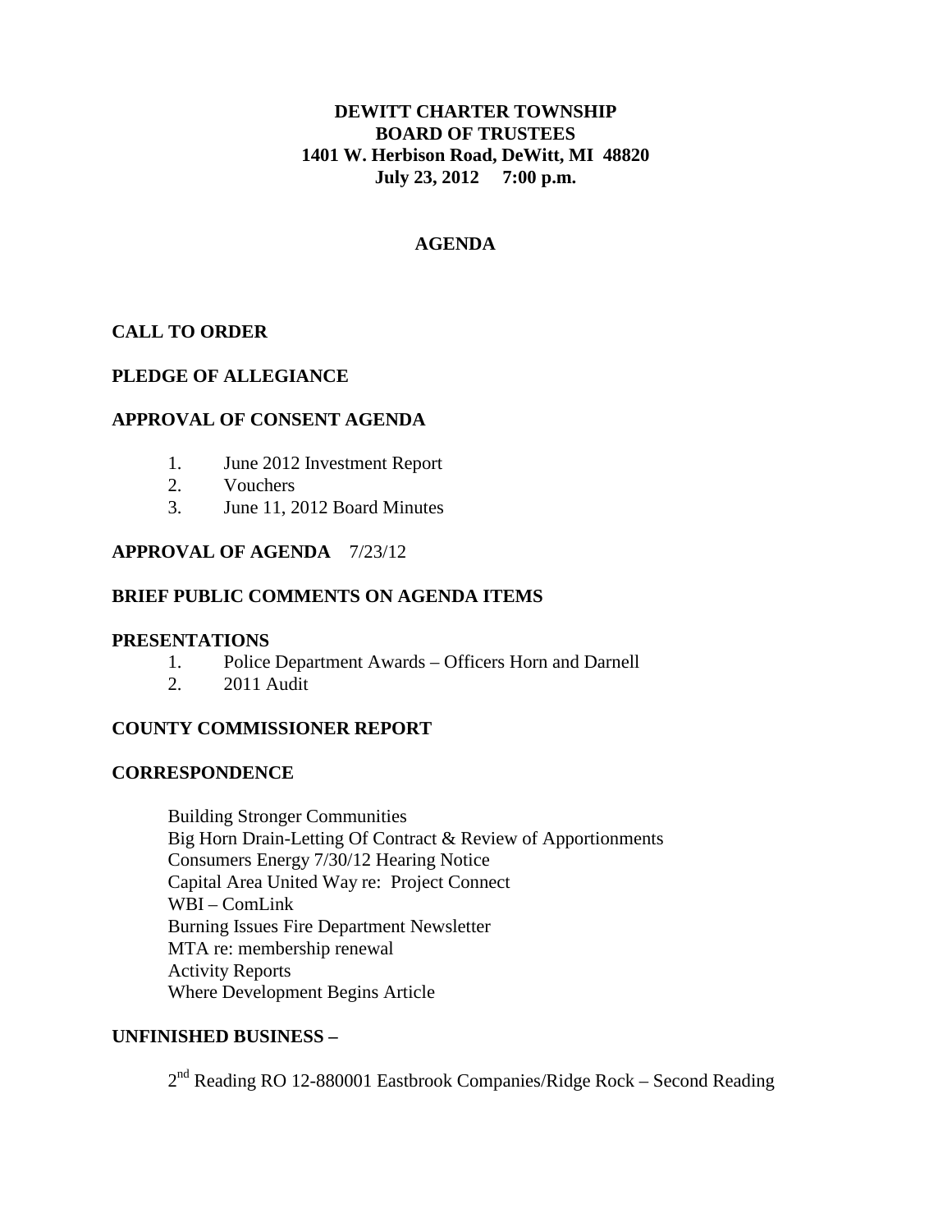**DEWITT CHARTER TOWNSHIP**
**BOARD OF TRUSTEES**
**1401 W. Herbison Road, DeWitt, MI 48820**
**July 23, 2012 7:00 p.m.**

# AGENDA

## CALL TO ORDER

## PLEDGE OF ALLEGIANCE

## APPROVAL OF CONSENT AGENDA

1. June 2012 Investment Report
2. Vouchers
3. June 11, 2012 Board Minutes

## APPROVAL OF AGENDA 7/23/12

## BRIEF PUBLIC COMMENTS ON AGENDA ITEMS

## PRESENTATIONS

1. Police Department Awards – Officers Horn and Darnell
2. 2011 Audit

## COUNTY COMMISSIONER REPORT

## CORRESPONDENCE

Building Stronger Communities
Big Horn Drain-Letting Of Contract & Review of Apportionments
Consumers Energy 7/30/12 Hearing Notice
Capital Area United Way re: Project Connect
WBI – ComLink
Burning Issues Fire Department Newsletter
MTA re: membership renewal
Activity Reports
Where Development Begins Article

## UNFINISHED BUSINESS –

2nd Reading RO 12-880001 Eastbrook Companies/Ridge Rock – Second Reading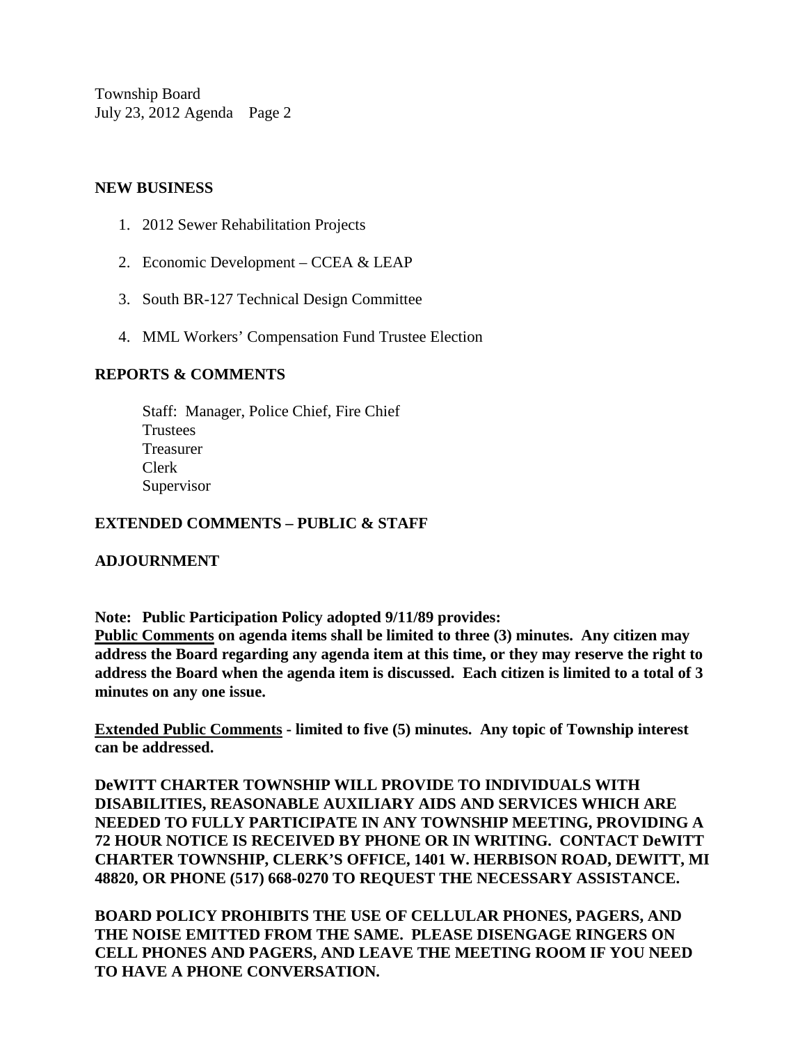## NEW BUSINESS

1. 2012 Sewer Rehabilitation Projects
2. Economic Development – CCEA & LEAP
3. South BR-127 Technical Design Committee
4. MML Workers' Compensation Fund Trustee Election

## REPORTS & COMMENTS

Staff: Manager, Police Chief, Fire Chief
Trustees
Treasurer
Clerk
Supervisor

## EXTENDED COMMENTS – PUBLIC & STAFF

## ADJOURNMENT

**Note: Public Participation Policy adopted 9/11/89 provides:**
**<u>Public Comments</u> on agenda items shall be limited to three (3) minutes. Any citizen may address the Board regarding any agenda item at this time, or they may reserve the right to address the Board when the agenda item is discussed. Each citizen is limited to a total of 3 minutes on any one issue.**

**<u>Extended Public Comments</u> - limited to five (5) minutes. Any topic of Township interest can be addressed.**

**DeWITT CHARTER TOWNSHIP WILL PROVIDE TO INDIVIDUALS WITH DISABILITIES, REASONABLE AUXILIARY AIDS AND SERVICES WHICH ARE NEEDED TO FULLY PARTICIPATE IN ANY TOWNSHIP MEETING, PROVIDING A 72 HOUR NOTICE IS RECEIVED BY PHONE OR IN WRITING. CONTACT DeWITT CHARTER TOWNSHIP, CLERK'S OFFICE, 1401 W. HERBISON ROAD, DEWITT, MI 48820, OR PHONE (517) 668-0270 TO REQUEST THE NECESSARY ASSISTANCE.**

**BOARD POLICY PROHIBITS THE USE OF CELLULAR PHONES, PAGERS, AND THE NOISE EMITTED FROM THE SAME. PLEASE DISENGAGE RINGERS ON CELL PHONES AND PAGERS, AND LEAVE THE MEETING ROOM IF YOU NEED TO HAVE A PHONE CONVERSATION.**